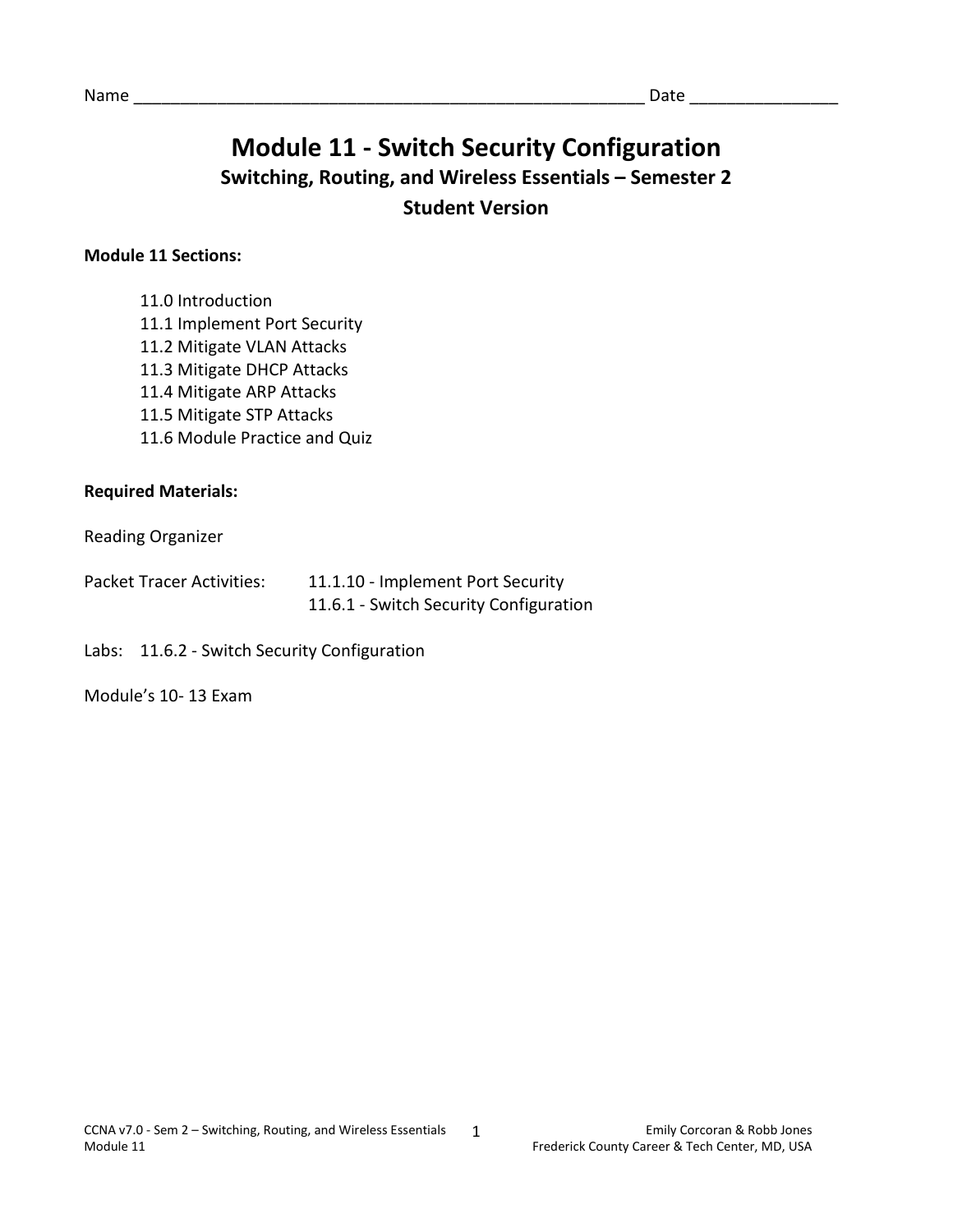Name _______________________________________________________ Date _______________

# Module 11 - Switch Security Configuration

## Switching, Routing, and Wireless Essentials – Semester 2

## Student Version

**Module 11 Sections:**

- 11.0 Introduction
- 11.1 Implement Port Security
- 11.2 Mitigate VLAN Attacks
- 11.3 Mitigate DHCP Attacks
- 11.4 Mitigate ARP Attacks
- 11.5 Mitigate STP Attacks
- 11.6 Module Practice and Quiz

**Required Materials:**

Reading Organizer

Packet Tracer Activities: 11.1.10 - Implement Port Security
11.6.1 - Switch Security Configuration

Labs: 11.6.2 - Switch Security Configuration

Module's 10- 13 Exam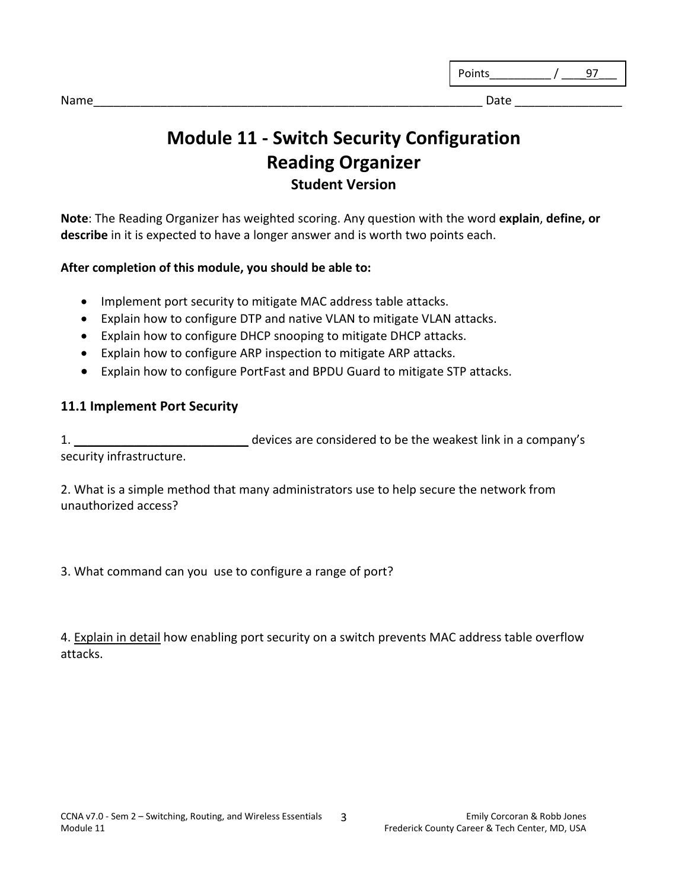Points__________ / ____97___

Name____________________________________________________________ Date ________________

# Module 11 - Switch Security Configuration
# Reading Organizer
### Student Version

**Note**: The Reading Organizer has weighted scoring. Any question with the word **explain**, **define, or describe** in it is expected to have a longer answer and is worth two points each.

**After completion of this module, you should be able to:**

- Implement port security to mitigate MAC address table attacks.
- Explain how to configure DTP and native VLAN to mitigate VLAN attacks.
- Explain how to configure DHCP snooping to mitigate DHCP attacks.
- Explain how to configure ARP inspection to mitigate ARP attacks.
- Explain how to configure PortFast and BPDU Guard to mitigate STP attacks.

## 11.1 Implement Port Security

1. __________________________ devices are considered to be the weakest link in a company's security infrastructure.

2. What is a simple method that many administrators use to help secure the network from unauthorized access?

3. What command can you use to configure a range of port?

4. Explain in detail how enabling port security on a switch prevents MAC address table overflow attacks.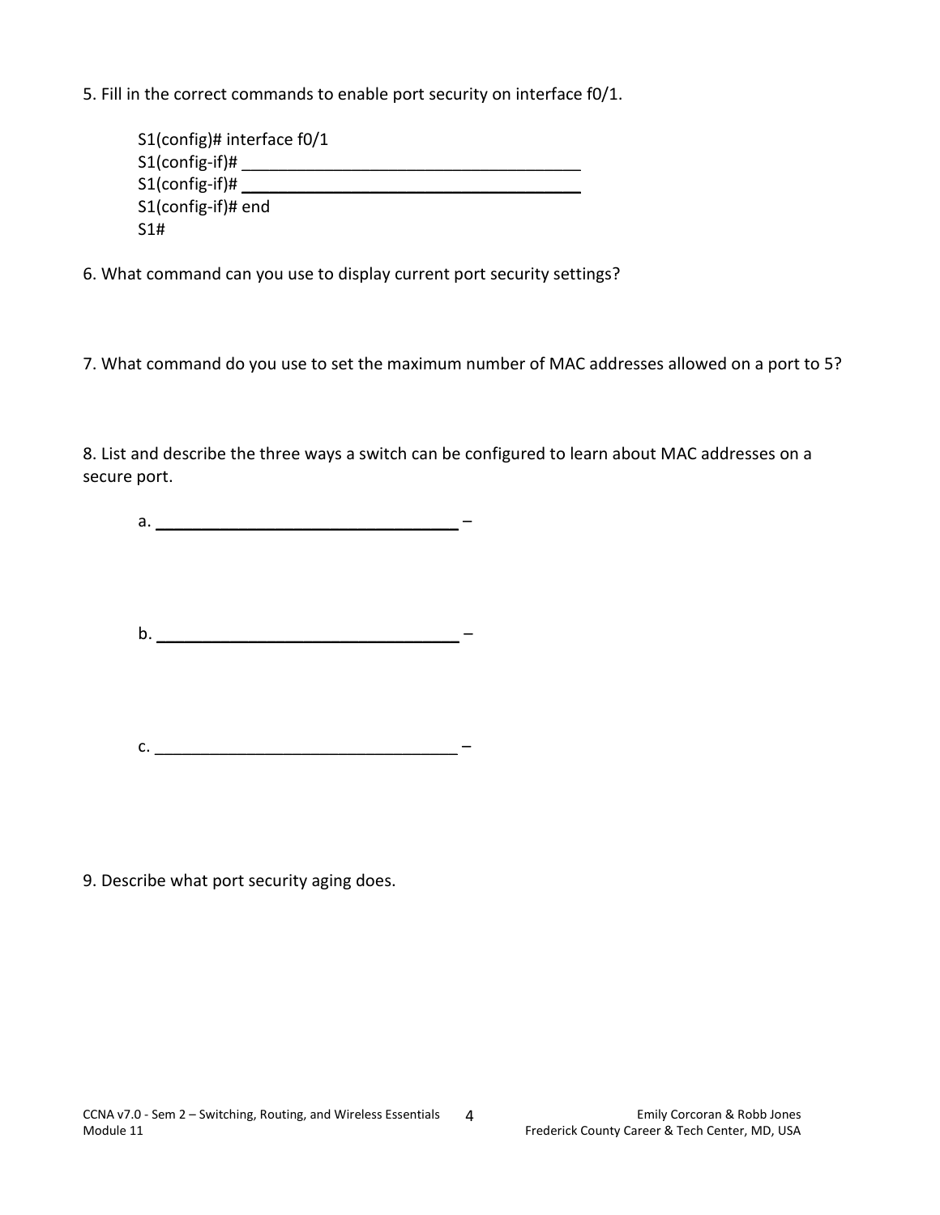5. Fill in the correct commands to enable port security on interface f0/1.

```
S1(config)# interface f0/1
S1(config-if)# ____________________________________
S1(config-if)# ____________________________________
S1(config-if)# end
S1#
```

6. What command can you use to display current port security settings?

7. What command do you use to set the maximum number of MAC addresses allowed on a port to 5?

8. List and describe the three ways a switch can be configured to learn about MAC addresses on a secure port.

a. ________________________________ –

b. ________________________________ –

c. ________________________________ –

9. Describe what port security aging does.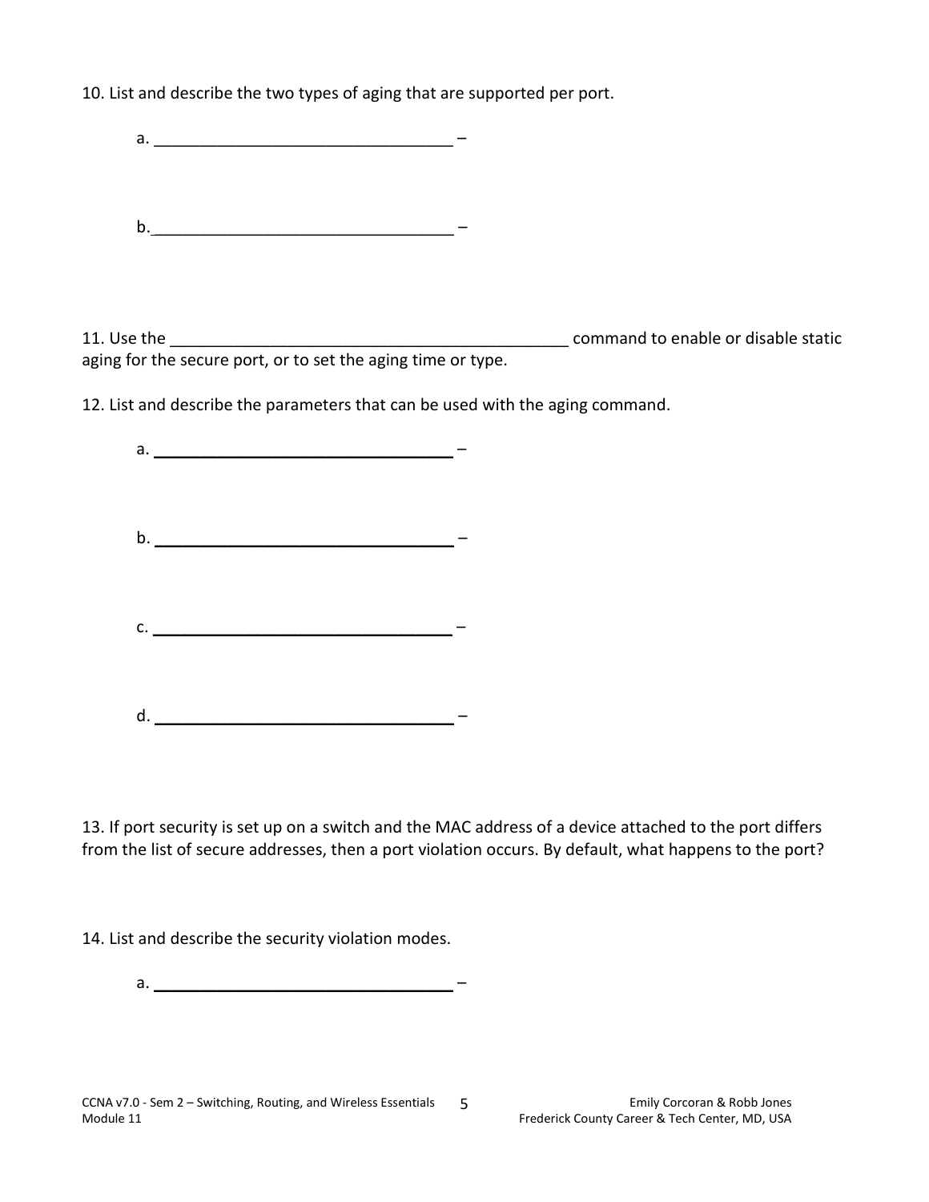10. List and describe the two types of aging that are supported per port.

a. ________________________________ –

b.________________________________ –

11. Use the ________________________________________ command to enable or disable static aging for the secure port, or to set the aging time or type.

12. List and describe the parameters that can be used with the aging command.

a. ________________________________ –

b. ________________________________ –

c. ________________________________ –

d. ________________________________ –

13. If port security is set up on a switch and the MAC address of a device attached to the port differs from the list of secure addresses, then a port violation occurs. By default, what happens to the port?

14. List and describe the security violation modes.

a. ________________________________ –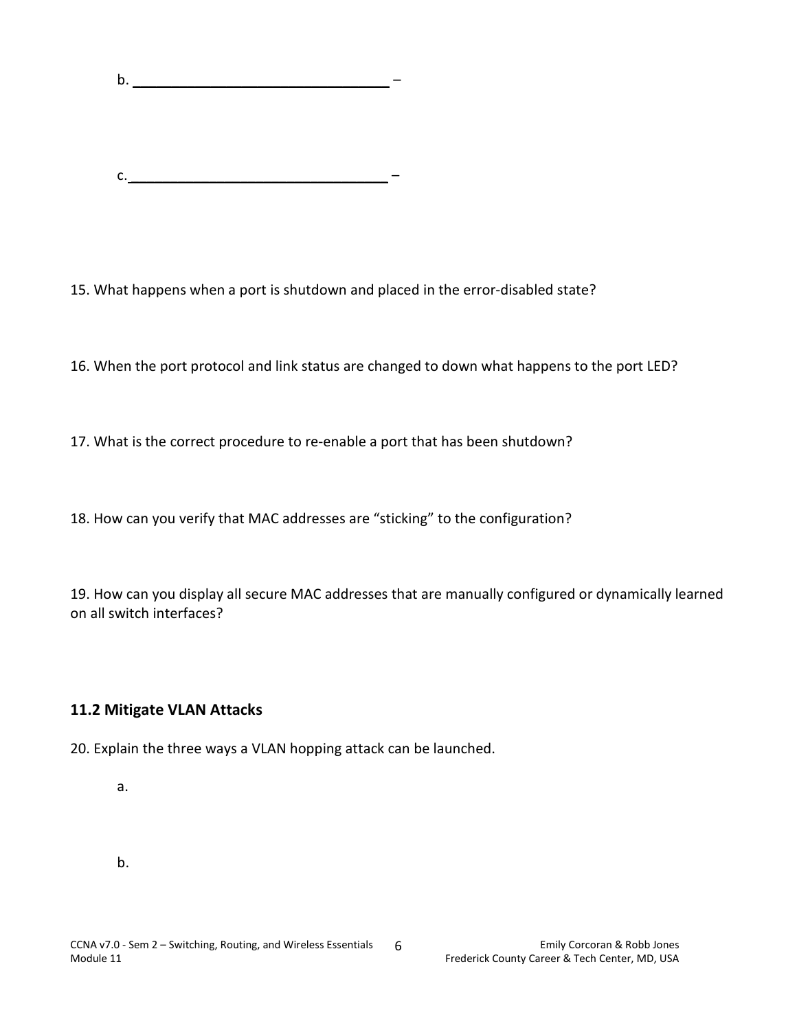b. ________________________________ –

c. ________________________________ –

15. What happens when a port is shutdown and placed in the error-disabled state?

16. When the port protocol and link status are changed to down what happens to the port LED?

17. What is the correct procedure to re-enable a port that has been shutdown?

18. How can you verify that MAC addresses are "sticking" to the configuration?

19. How can you display all secure MAC addresses that are manually configured or dynamically learned on all switch interfaces?

## 11.2 Mitigate VLAN Attacks

20. Explain the three ways a VLAN hopping attack can be launched.

a.

b.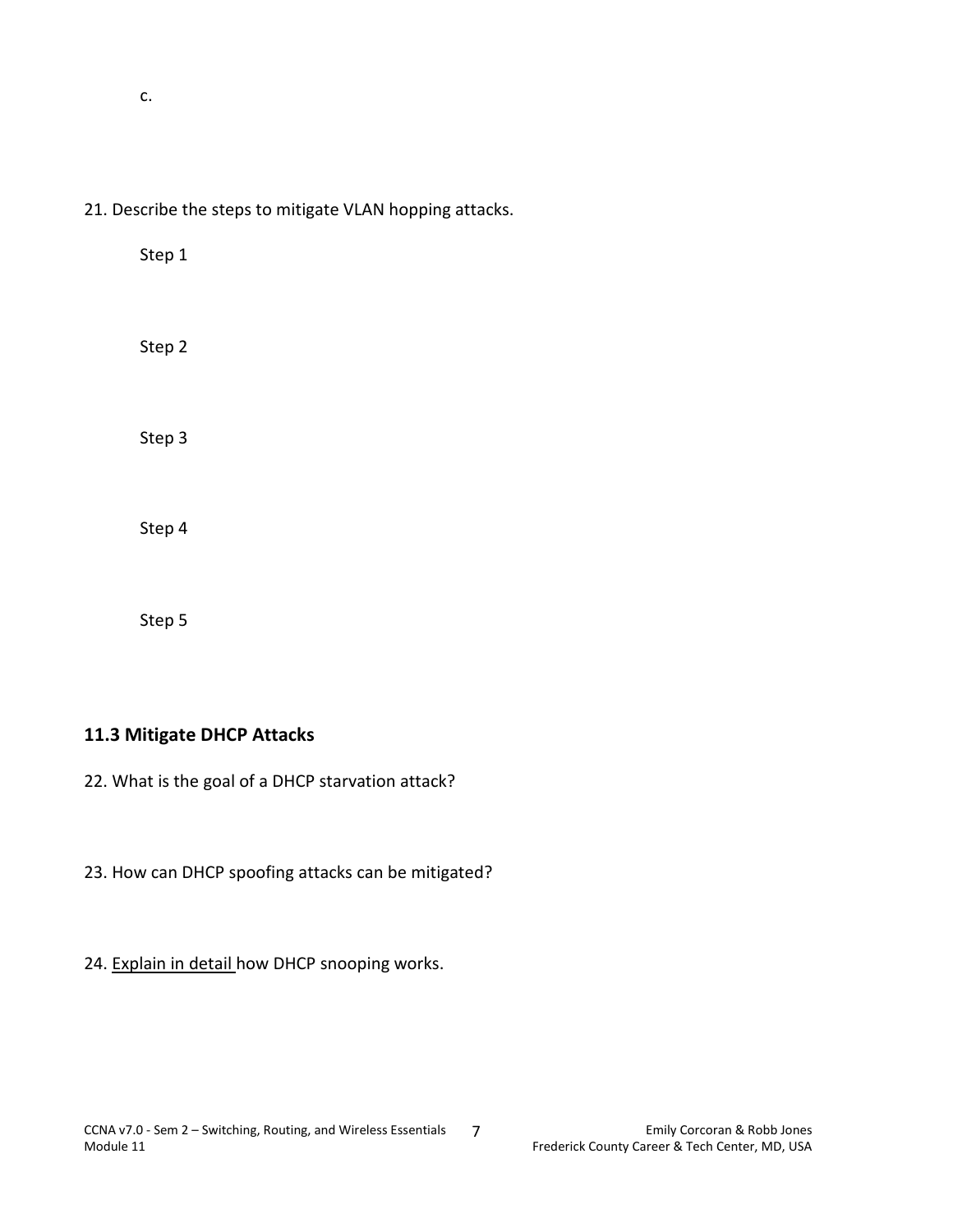c.

21. Describe the steps to mitigate VLAN hopping attacks.

Step 1

Step 2

Step 3

Step 4

Step 5

## 11.3 Mitigate DHCP Attacks

22. What is the goal of a DHCP starvation attack?

23. How can DHCP spoofing attacks can be mitigated?

24. <u>Explain in detail</u> how DHCP snooping works.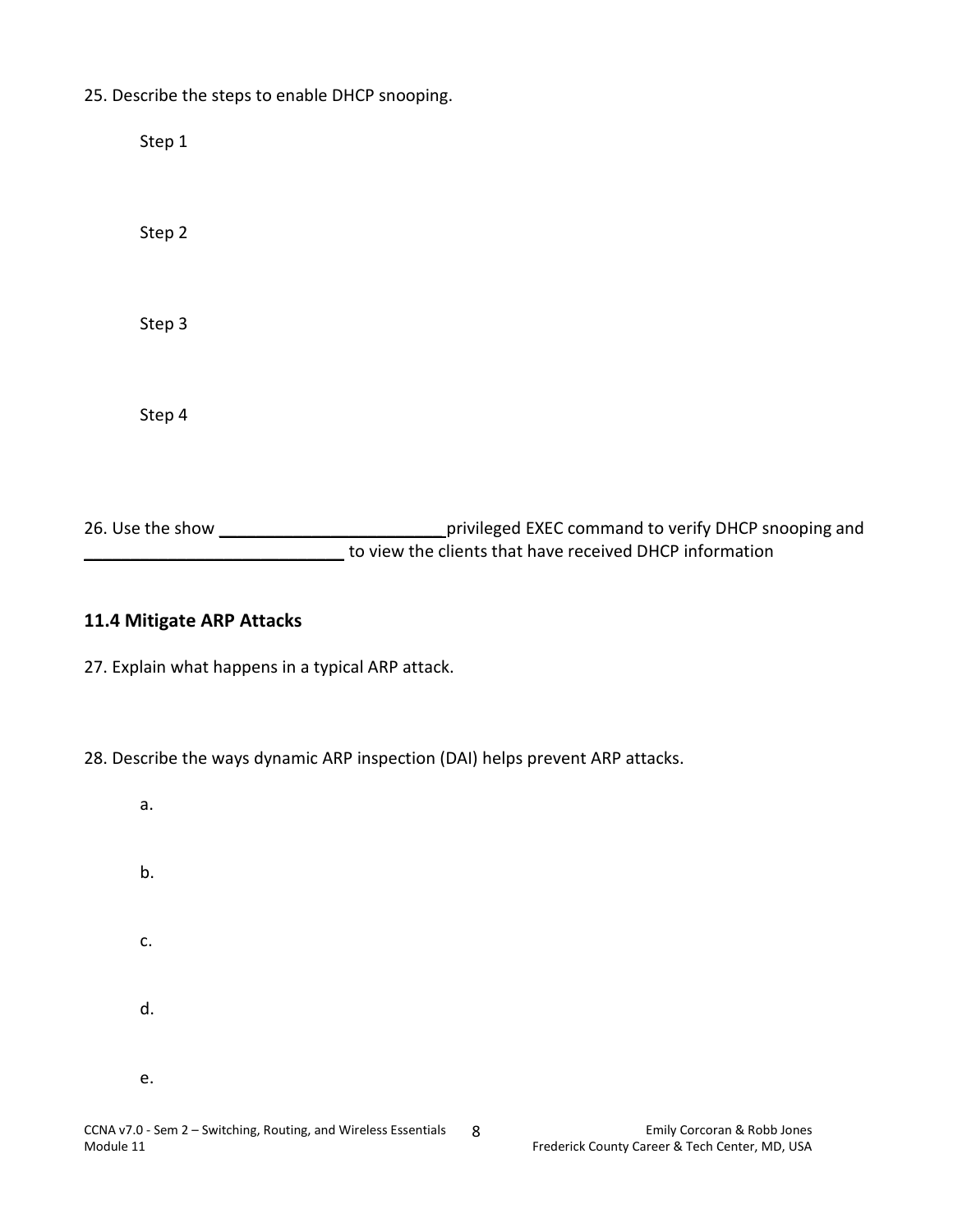25. Describe the steps to enable DHCP snooping.

Step 1

Step 2

Step 3

Step 4

26. Use the show ________________________ privileged EXEC command to verify DHCP snooping and ____________________________ to view the clients that have received DHCP information

### 11.4 Mitigate ARP Attacks

27. Explain what happens in a typical ARP attack.

28. Describe the ways dynamic ARP inspection (DAI) helps prevent ARP attacks.

a.

b.

c.

d.

e.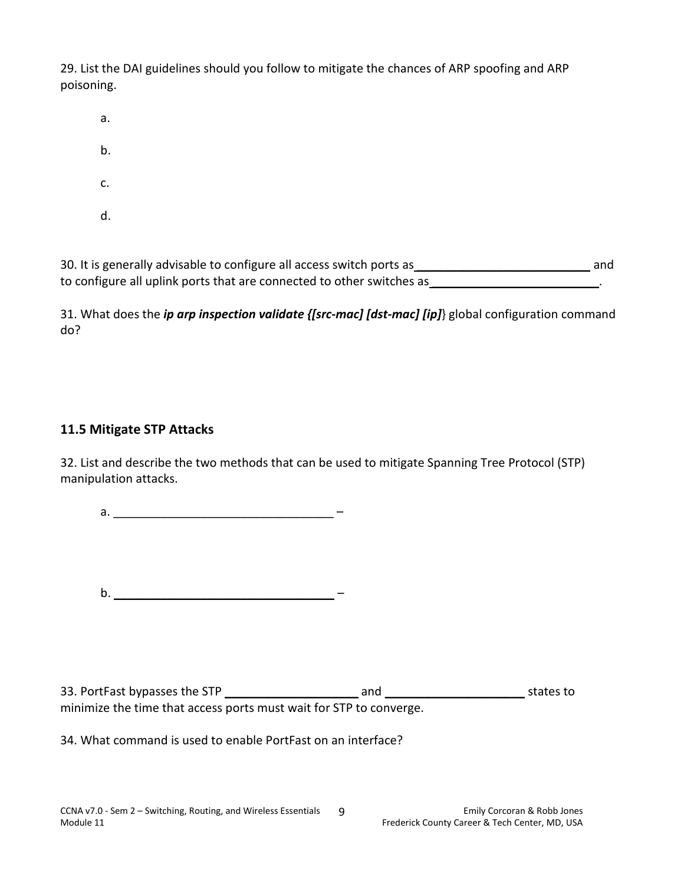29. List the DAI guidelines should you follow to mitigate the chances of ARP spoofing and ARP poisoning.

a.

b.

c.

d.

30. It is generally advisable to configure all access switch ports as\_\_\_\_\_\_\_\_\_\_\_\_\_\_\_\_\_\_\_\_\_\_\_\_\_\_ and to configure all uplink ports that are connected to other switches as\_\_\_\_\_\_\_\_\_\_\_\_\_\_\_\_\_\_\_\_\_\_\_\_\_\_.

31. What does the ***ip arp inspection validate {[src-mac] [dst-mac] [ip]}*** global configuration command do?

## 11.5 Mitigate STP Attacks

32. List and describe the two methods that can be used to mitigate Spanning Tree Protocol (STP) manipulation attacks.

a. \_\_\_\_\_\_\_\_\_\_\_\_\_\_\_\_\_\_\_\_\_\_\_\_\_\_\_\_\_\_\_\_ –

b. \_\_\_\_\_\_\_\_\_\_\_\_\_\_\_\_\_\_\_\_\_\_\_\_\_\_\_\_\_\_\_\_ –

33. PortFast bypasses the STP \_\_\_\_\_\_\_\_\_\_\_\_\_\_\_\_\_\_\_\_ and \_\_\_\_\_\_\_\_\_\_\_\_\_\_\_\_\_\_\_\_ states to minimize the time that access ports must wait for STP to converge.

34. What command is used to enable PortFast on an interface?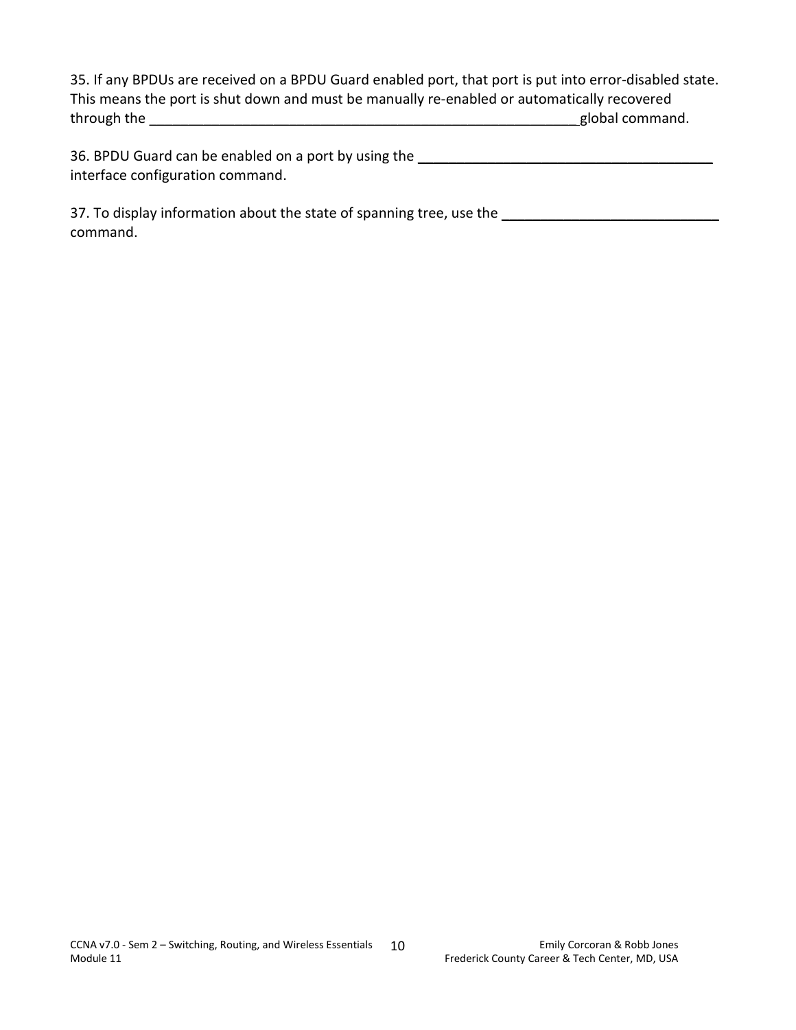35. If any BPDUs are received on a BPDU Guard enabled port, that port is put into error-disabled state. This means the port is shut down and must be manually re-enabled or automatically recovered through the ________________________________________________________global command.

36. BPDU Guard can be enabled on a port by using the ______________________________________ interface configuration command.

37. To display information about the state of spanning tree, use the ____________________________ command.